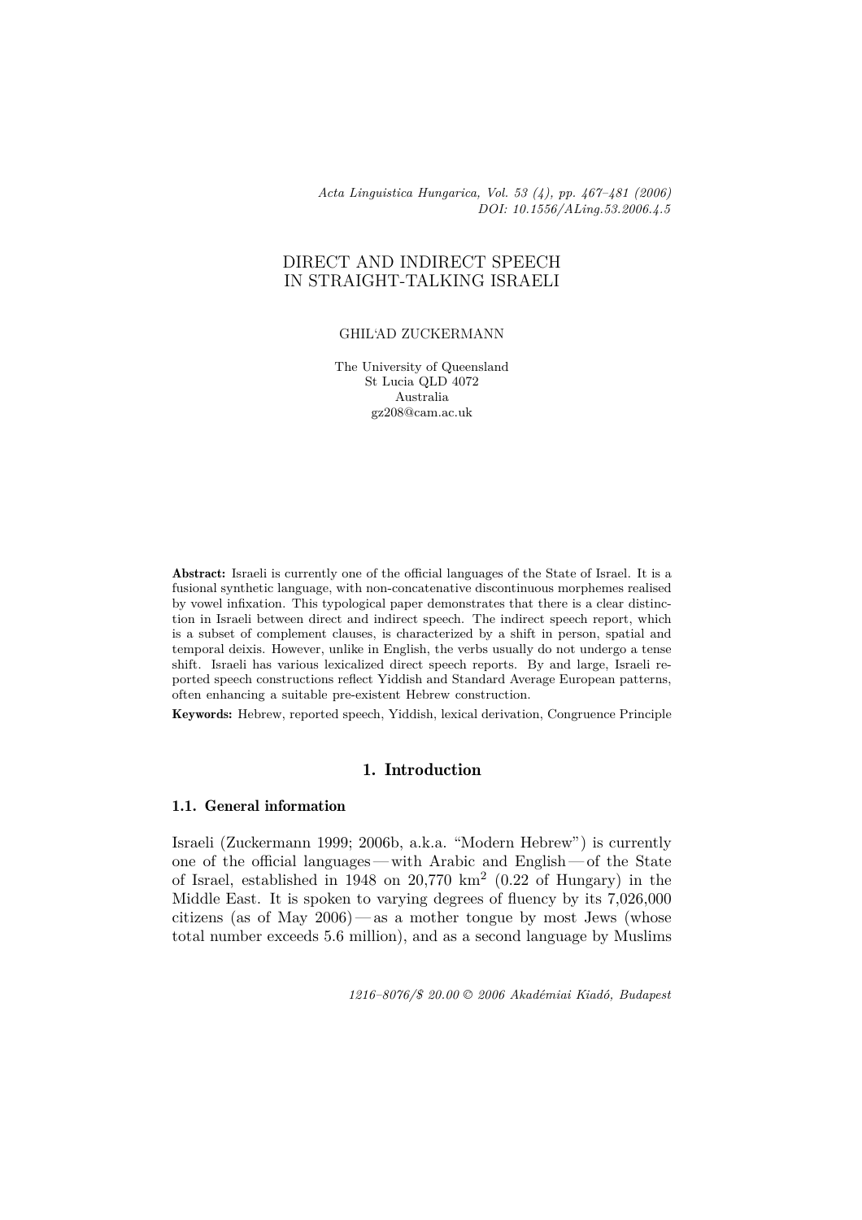# DIRECT AND INDIRECT SPEECH IN STRAIGHT-TALKING ISRAELI

GHIL'AD ZUCKERMANN

The University of Queensland
St Lucia QLD 4072
Australia
gz208@cam.ac.uk

**Abstract:** Israeli is currently one of the official languages of the State of Israel. It is a fusional synthetic language, with non-concatenative discontinuous morphemes realised by vowel infixation. This typological paper demonstrates that there is a clear distinction in Israeli between direct and indirect speech. The indirect speech report, which is a subset of complement clauses, is characterized by a shift in person, spatial and temporal deixis. However, unlike in English, the verbs usually do not undergo a tense shift. Israeli has various lexicalized direct speech reports. By and large, Israeli reported speech constructions reflect Yiddish and Standard Average European patterns, often enhancing a suitable pre-existent Hebrew construction.

**Keywords:** Hebrew, reported speech, Yiddish, lexical derivation, Congruence Principle

## 1. Introduction

### 1.1. General information

Israeli (Zuckermann 1999; 2006b, a.k.a. "Modern Hebrew") is currently one of the official languages — with Arabic and English — of the State of Israel, established in 1948 on 20,770 km$^2$ (0.22 of Hungary) in the Middle East. It is spoken to varying degrees of fluency by its 7,026,000 citizens (as of May 2006) — as a mother tongue by most Jews (whose total number exceeds 5.6 million), and as a second language by Muslims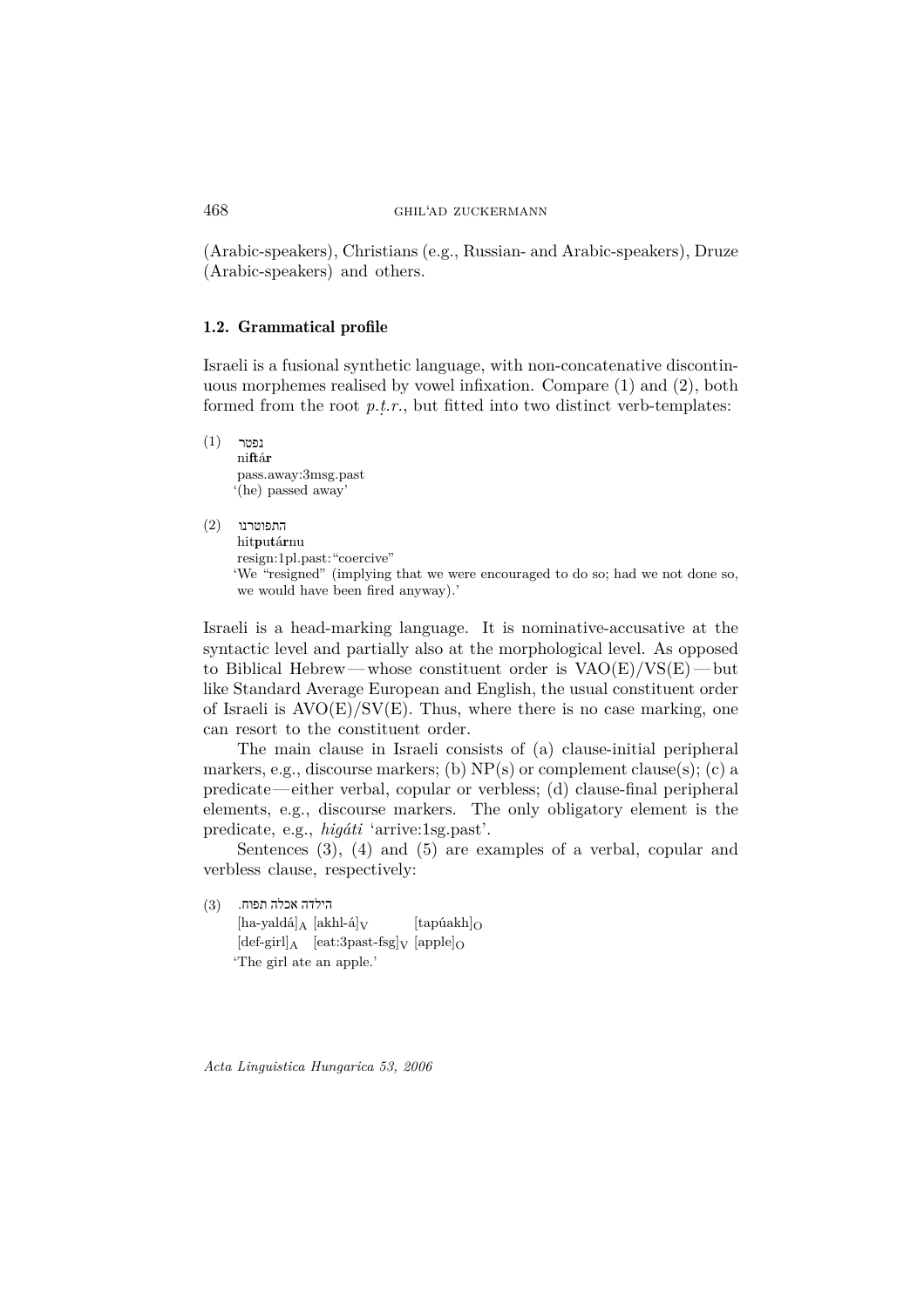(Arabic-speakers), Christians (e.g., Russian- and Arabic-speakers), Druze (Arabic-speakers) and others.

### 1.2. Grammatical profile

Israeli is a fusional synthetic language, with non-concatenative discontinuous morphemes realised by vowel infixation. Compare (1) and (2), both formed from the root *p.ṭ.r.*, but fitted into two distinct verb-templates:

(1) נפטר
ni**f**t**á**r
pass.away:3msg.past
'(he) passed away'

(2) התפוטרנו
hit**p**u**t**á**r**nu
resign:1pl.past:"coercive"
'We "resigned" (implying that we were encouraged to do so; had we not done so, we would have been fired anyway).'

Israeli is a head-marking language. It is nominative-accusative at the syntactic level and partially also at the morphological level. As opposed to Biblical Hebrew — whose constituent order is VAO(E)/VS(E) — but like Standard Average European and English, the usual constituent order of Israeli is AVO(E)/SV(E). Thus, where there is no case marking, one can resort to the constituent order.

The main clause in Israeli consists of (a) clause-initial peripheral markers, e.g., discourse markers; (b) NP(s) or complement clause(s); (c) a predicate — either verbal, copular or verbless; (d) clause-final peripheral elements, e.g., discourse markers. The only obligatory element is the predicate, e.g., *higáti* 'arrive:1sg.past'.

Sentences (3), (4) and (5) are examples of a verbal, copular and verbless clause, respectively:

(3) הילדה אכלה תפוח.
[ha-yaldá]$_A$ [akhl-á]$_V$ [tapúakh]$_O$
[def-girl]$_A$ [eat:3past-fsg]$_V$ [apple]$_O$
'The girl ate an apple.'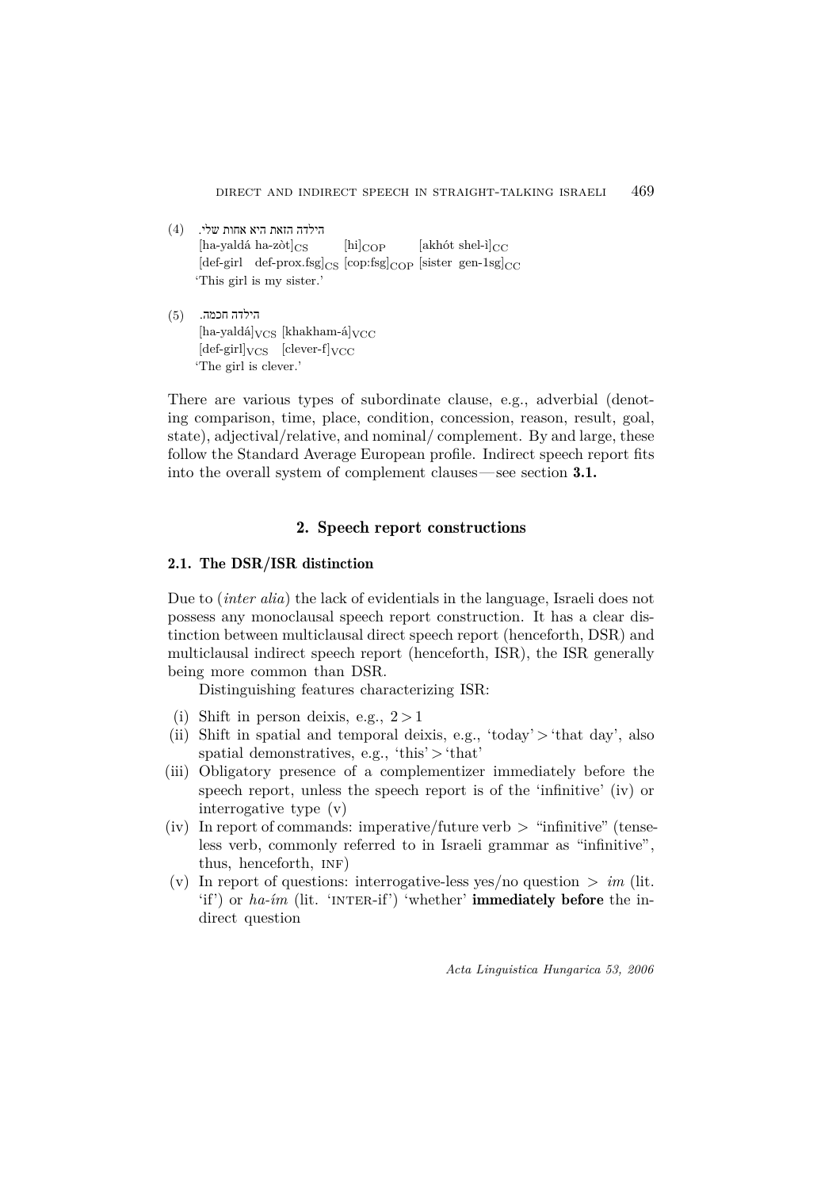(4) .הילדה הזאת היא אחות שלי

[ha-yaldá ha-zòt]$_{CS}$ [hi]$_{COP}$ [akhót shel-ì]$_{CC}$

[def-girl def-prox.fsg]$_{CS}$ [cop:fsg]$_{COP}$ [sister gen-1sg]$_{CC}$

'This girl is my sister.'

(5) .הילדה חכמה

[ha-yaldá]$_{VCS}$ [khakham-á]$_{VCC}$

[def-girl]$_{VCS}$ [clever-f]$_{VCC}$

'The girl is clever.'

There are various types of subordinate clause, e.g., adverbial (denoting comparison, time, place, condition, concession, reason, result, goal, state), adjectival/relative, and nominal/ complement. By and large, these follow the Standard Average European profile. Indirect speech report fits into the overall system of complement clauses—see section **3.1.**

## 2. Speech report constructions

### 2.1. The DSR/ISR distinction

Due to (*inter alia*) the lack of evidentials in the language, Israeli does not possess any monoclausal speech report construction. It has a clear distinction between multiclausal direct speech report (henceforth, DSR) and multiclausal indirect speech report (henceforth, ISR), the ISR generally being more common than DSR.

Distinguishing features characterizing ISR:

(i) Shift in person deixis, e.g., 2 > 1

(ii) Shift in spatial and temporal deixis, e.g., 'today' > 'that day', also spatial demonstratives, e.g., 'this' > 'that'

(iii) Obligatory presence of a complementizer immediately before the speech report, unless the speech report is of the 'infinitive' (iv) or interrogative type (v)

(iv) In report of commands: imperative/future verb > "infinitive" (tenseless verb, commonly referred to in Israeli grammar as "infinitive", thus, henceforth, INF)

(v) In report of questions: interrogative-less yes/no question > *im* (lit. 'if') or *ha-ím* (lit. 'INTER-if') 'whether' **immediately before** the indirect question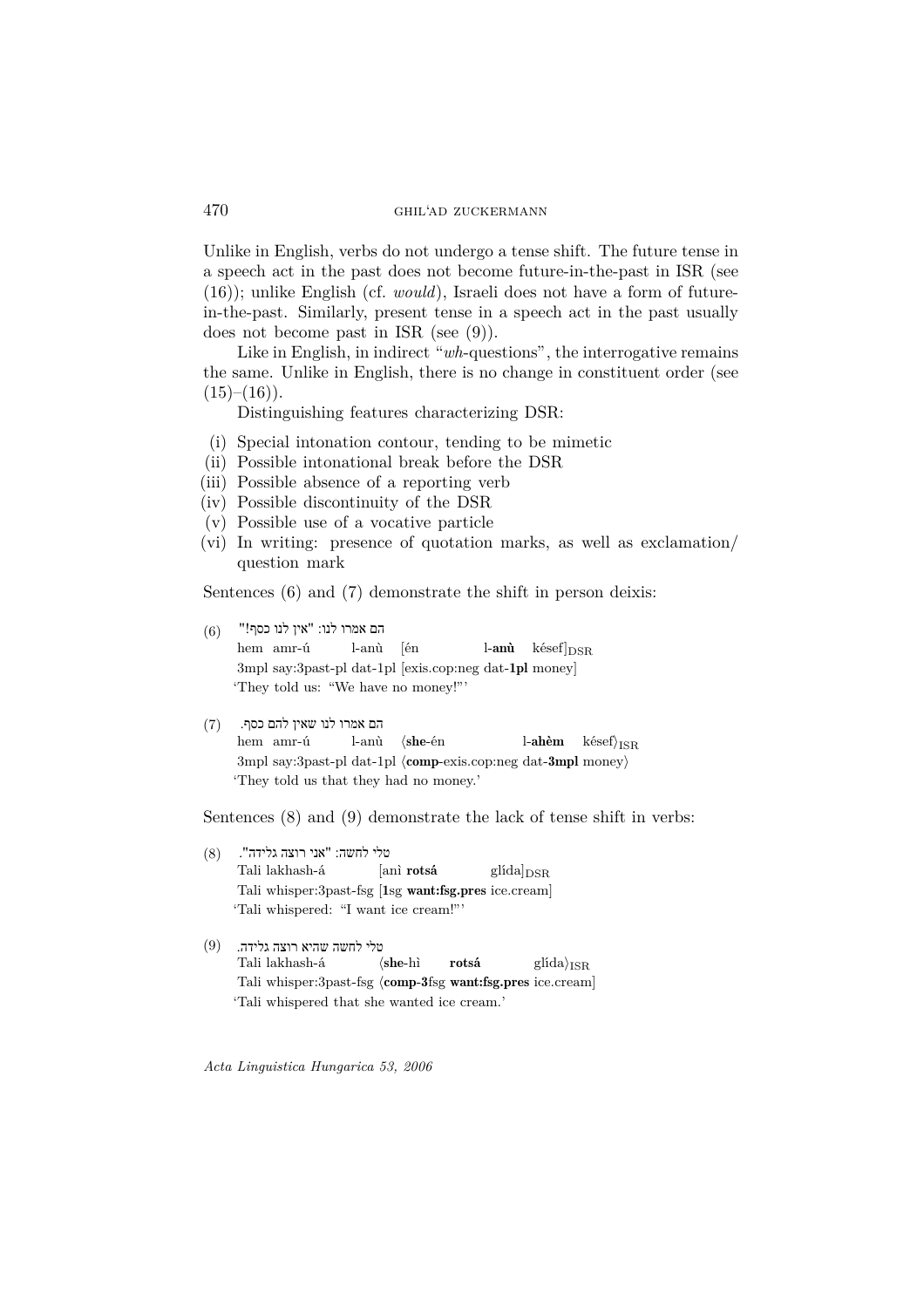Unlike in English, verbs do not undergo a tense shift. The future tense in a speech act in the past does not become future-in-the-past in ISR (see (16)); unlike English (cf. *would*), Israeli does not have a form of future-in-the-past. Similarly, present tense in a speech act in the past usually does not become past in ISR (see (9)).

Like in English, in indirect "*wh*-questions", the interrogative remains the same. Unlike in English, there is no change in constituent order (see (15)–(16)).

Distinguishing features characterizing DSR:

(i) Special intonation contour, tending to be mimetic
(ii) Possible intonational break before the DSR
(iii) Possible absence of a reporting verb
(iv) Possible discontinuity of the DSR
(v) Possible use of a vocative particle
(vi) In writing: presence of quotation marks, as well as exclamation/question mark

Sentences (6) and (7) demonstrate the shift in person deixis:

(6) הם אמרו לנו: "אין לנו כסף!"
hem amr-ú l-anù [én l-**anù** késef]$_{DSR}$
3mpl say:3past-pl dat-1pl [exis.cop:neg dat-**1pl** money]
'They told us: "We have no money!"'

(7) הם אמרו לנו שאין להם כסף.
hem amr-ú l-anù ⟨**she**-én l-**ahèm** késef⟩$_{ISR}$
3mpl say:3past-pl dat-1pl ⟨**comp**-exis.cop:neg dat-**3mpl** money⟩
'They told us that they had no money.'

Sentences (8) and (9) demonstrate the lack of tense shift in verbs:

(8) טלי לחשה: "אני רוצה גלידה".
Tali lakhash-á [anì **rotsá** glída]$_{DSR}$
Tali whisper:3past-fsg [**1**sg **want:fsg.pres** ice.cream]
'Tali whispered: "I want ice cream!"'

(9) טלי לחשה שהיא רוצה גלידה.
Tali lakhash-á ⟨**she**-hì **rotsá** glída⟩$_{ISR}$
Tali whisper:3past-fsg ⟨**comp-3**fsg **want:fsg.pres** ice.cream]
'Tali whispered that she wanted ice cream.'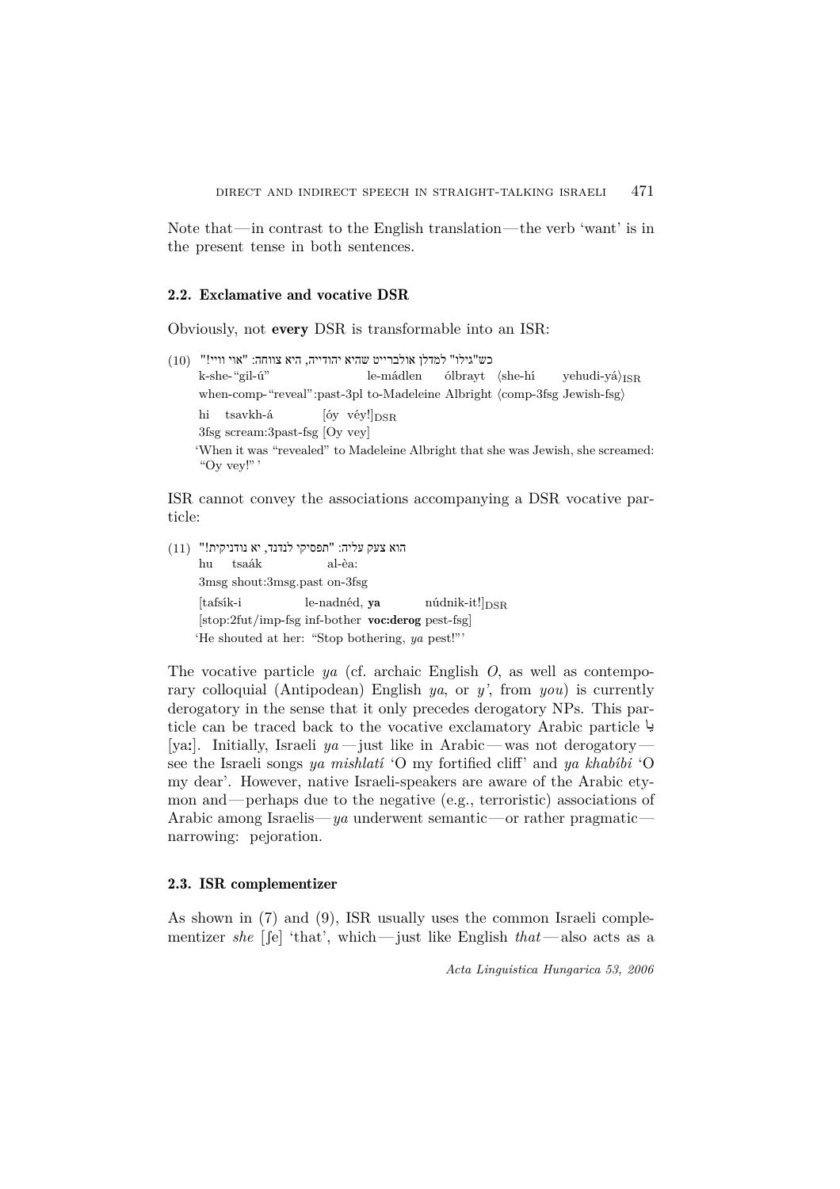Note that — in contrast to the English translation — the verb 'want' is in the present tense in both sentences.

### 2.2. Exclamative and vocative DSR

Obviously, not **every** DSR is transformable into an ISR:

(10) כש"גילו" למדלן אולברייט שהיא יהודייה, היא צווחה: "אוי וויי!"

k-she-"gil-ú" le-mádlen ólbrayt ⟨she-hí yehudi-yá⟩$_{ISR}$
when-comp-"reveal":past-3pl to-Madeleine Albright ⟨comp-3fsg Jewish-fsg⟩

hi tsavkh-á [óy véy!]$_{DSR}$
3fsg scream:3past-fsg [Oy vey]

'When it was "revealed" to Madeleine Albright that she was Jewish, she screamed: "Oy vey!"'

ISR cannot convey the associations accompanying a DSR vocative particle:

(11) הוא צעק עליה: "תפסיקי לנדנד, יא נודניקית!"

hu tsaák al-èa:
3msg shout:3msg.past on-3fsg

[tafsík-i le-nadnéd, **ya** núdnik-it!]$_{DSR}$
[stop:2fut/imp-fsg inf-bother **voc:derog** pest-fsg]

'He shouted at her: "Stop bothering, *ya* pest!"'

The vocative particle *ya* (cf. archaic English *O*, as well as contemporary colloquial (Antipodean) English *ya*, or *y'*, from *you*) is currently derogatory in the sense that it only precedes derogatory NPs. This particle can be traced back to the vocative exclamatory Arabic particle يا [ya:]. Initially, Israeli *ya* — just like in Arabic — was not derogatory — see the Israeli songs *ya mishlatí* 'O my fortified cliff' and *ya khabíbi* 'O my dear'. However, native Israeli-speakers are aware of the Arabic etymon and — perhaps due to the negative (e.g., terroristic) associations of Arabic among Israelis — *ya* underwent semantic — or rather pragmatic — narrowing: pejoration.

### 2.3. ISR complementizer

As shown in (7) and (9), ISR usually uses the common Israeli complementizer *she* [ʃe] 'that', which — just like English *that* — also acts as a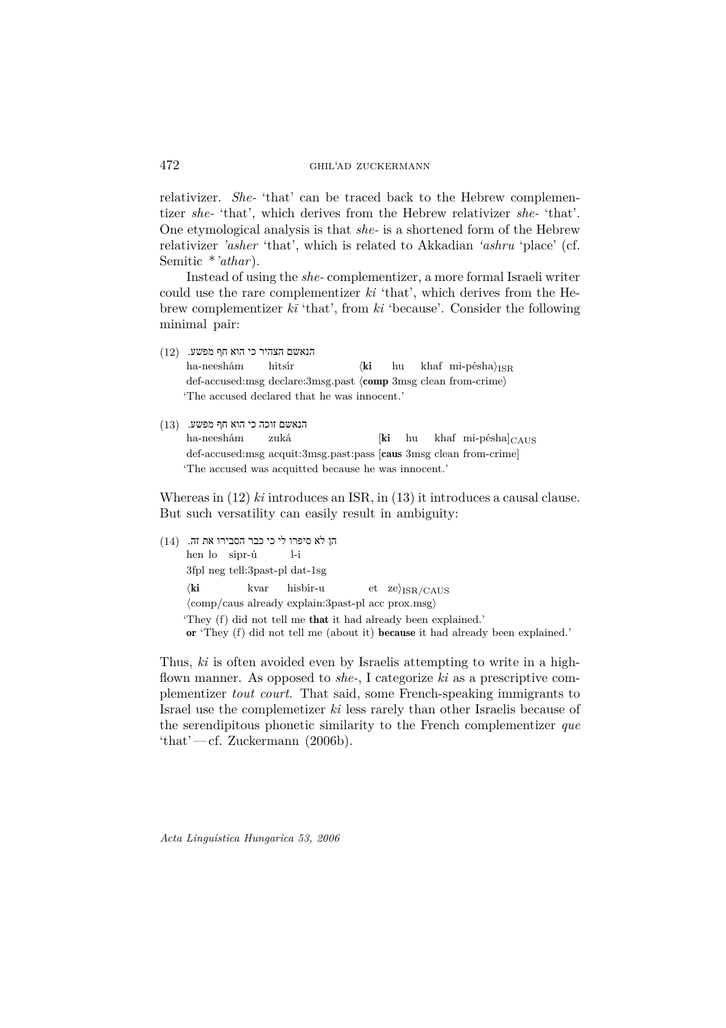relativizer. *She-* 'that' can be traced back to the Hebrew complementizer *she-* 'that', which derives from the Hebrew relativizer *she-* 'that'. One etymological analysis is that *she-* is a shortened form of the Hebrew relativizer *'asher* 'that', which is related to Akkadian *'ashru* 'place' (cf. Semitic **'athar*).

Instead of using the *she-* complementizer, a more formal Israeli writer could use the rare complementizer *ki* 'that', which derives from the Hebrew complementizer *kī* 'that', from *ki* 'because'. Consider the following minimal pair:

(12) הנאשם הצהיר כי הוא חף מפשע.
ha-neeshám hitsír ⟨**ki** hu khaf mi-pésha⟩$_{\text{ISR}}$
def-accused:msg declare:3msg.past ⟨**comp** 3msg clean from-crime⟩
'The accused declared that he was innocent.'

(13) הנאשם זוכה כי הוא חף מפשע.
ha-neeshám zuká [**ki** hu khaf mi-pésha]$_{\text{CAUS}}$
def-accused:msg acquit:3msg.past:pass [**caus** 3msg clean from-crime]
'The accused was acquitted because he was innocent.'

Whereas in (12) *ki* introduces an ISR, in (13) it introduces a causal clause. But such versatility can easily result in ambiguity:

(14) הן לא סיפרו לי כי כבר הסבירו את זה.
hen lo sipr-ú l-i
3fpl neg tell:3past-pl dat-1sg
⟨**ki** kvar hisbír-u et ze⟩$_{\text{ISR/CAUS}}$
⟨comp/caus already explain:3past-pl acc prox.msg⟩
'They (f) did not tell me **that** it had already been explained.'
**or** 'They (f) did not tell me (about it) **because** it had already been explained.'

Thus, *ki* is often avoided even by Israelis attempting to write in a high-flown manner. As opposed to *she-*, I categorize *ki* as a prescriptive complementizer *tout court*. That said, some French-speaking immigrants to Israel use the complemetizer *ki* less rarely than other Israelis because of the serendipitous phonetic similarity to the French complementizer *que* 'that' — cf. Zuckermann (2006b).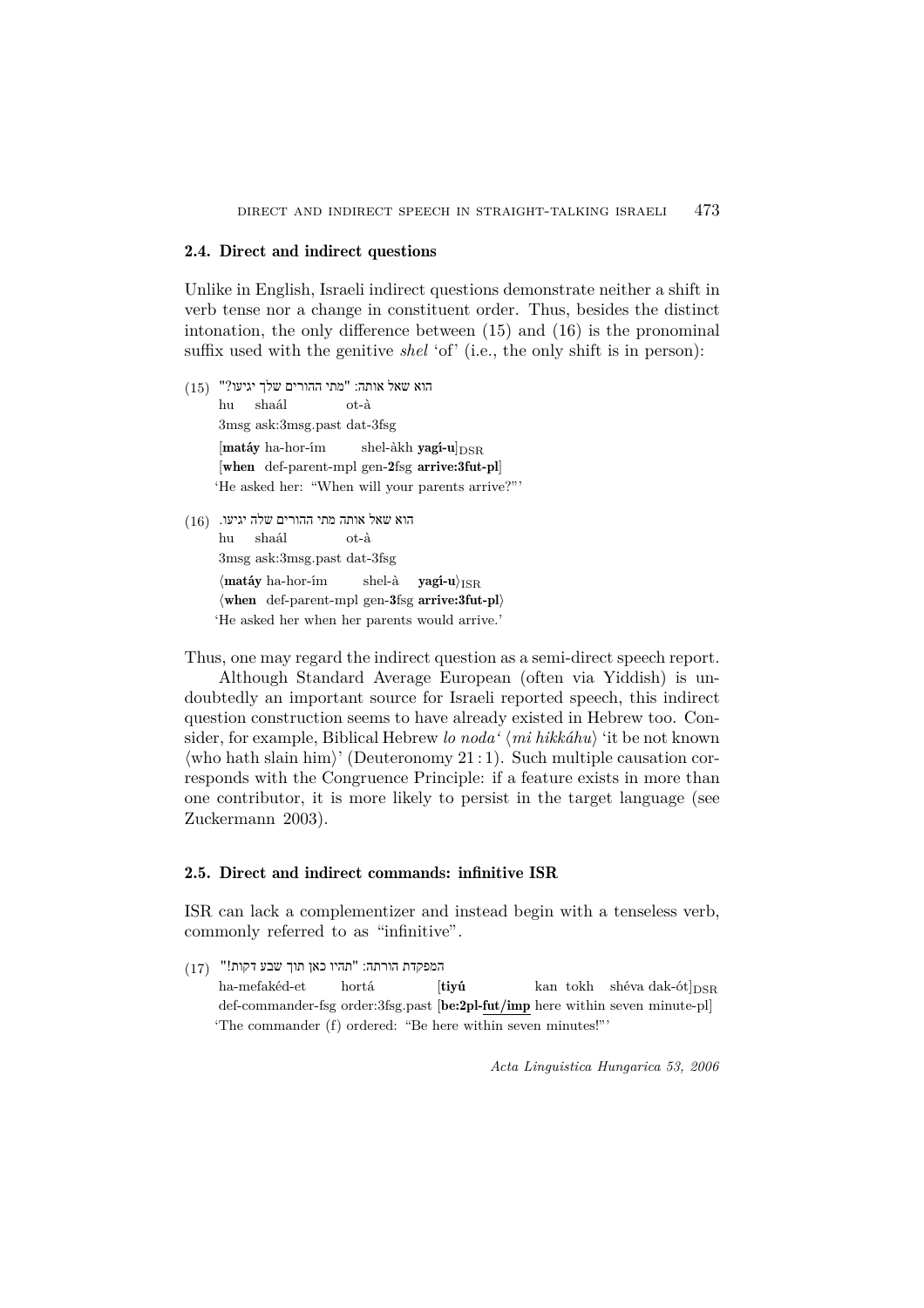## 2.4. Direct and indirect questions

Unlike in English, Israeli indirect questions demonstrate neither a shift in verb tense nor a change in constituent order. Thus, besides the distinct intonation, the only difference between (15) and (16) is the pronominal suffix used with the genitive *shel* 'of' (i.e., the only shift is in person):

(15) הוא שאל אותה: "מתי ההורים שלך יגיעו?"

hu shaál ot-à
3msg ask:3msg.past dat-3fsg
[**matáy** ha-hor-ím shel-àkh **yagí-u**]$_{DSR}$
[**when** def-parent-mpl gen-**2**fsg **arrive:3fut-pl**]
'He asked her: "When will your parents arrive?"'

(16) הוא שאל אותה מתי ההורים שלה יגיעו.

hu shaál ot-à
3msg ask:3msg.past dat-3fsg
⟨**matáy** ha-hor-ím shel-à **yagí-u**⟩$_{ISR}$
⟨**when** def-parent-mpl gen-**3**fsg **arrive:3fut-pl**⟩
'He asked her when her parents would arrive.'

Thus, one may regard the indirect question as a semi-direct speech report.

Although Standard Average European (often via Yiddish) is undoubtedly an important source for Israeli reported speech, this indirect question construction seems to have already existed in Hebrew too. Consider, for example, Biblical Hebrew *lo noda'* ⟨*mi hikkáhu*⟩ 'it be not known ⟨who hath slain him⟩' (Deuteronomy 21 : 1). Such multiple causation corresponds with the Congruence Principle: if a feature exists in more than one contributor, it is more likely to persist in the target language (see Zuckermann 2003).

## 2.5. Direct and indirect commands: infinitive ISR

ISR can lack a complementizer and instead begin with a tenseless verb, commonly referred to as "infinitive".

(17) המפקדת הורתה: "תהיו כאן תוך שבע דקות!"

ha-mefakéd-et hortá [**tiyú** kan tokh shéva dak-ót]$_{DSR}$
def-commander-fsg order:3fsg.past [**be:2pl-fut/imp** here within seven minute-pl]
'The commander (f) ordered: "Be here within seven minutes!"'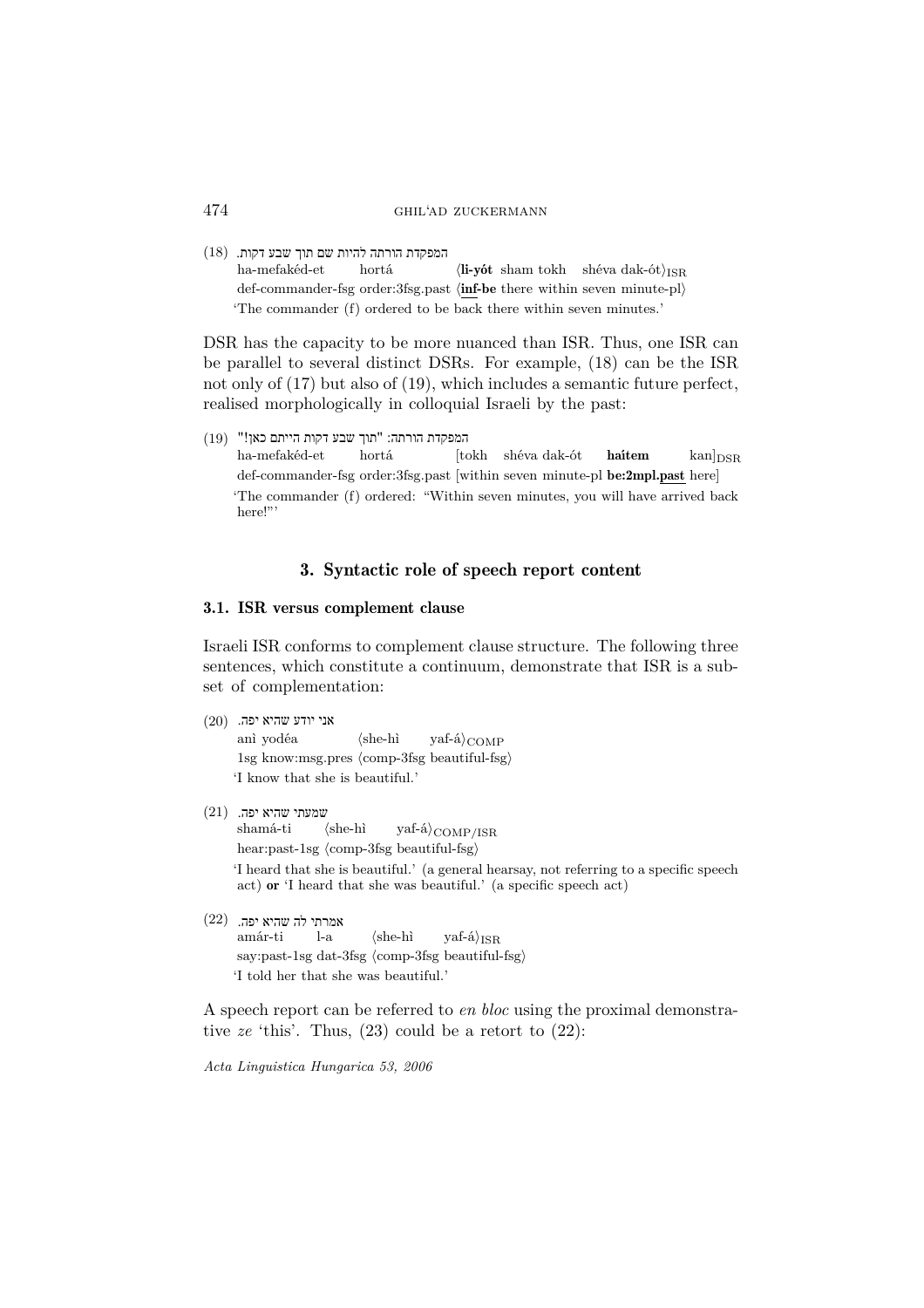(18) המפקדת הורתה להיות שם תוך שבע דקות.

ha-mefakéd-et hortá ⟨**li-yót** sham tokh shéva dak-ót⟩$_{ISR}$
def-commander-fsg order:3fsg.past ⟨**inf-be** there within seven minute-pl⟩
'The commander (f) ordered to be back there within seven minutes.'

DSR has the capacity to be more nuanced than ISR. Thus, one ISR can be parallel to several distinct DSRs. For example, (18) can be the ISR not only of (17) but also of (19), which includes a semantic future perfect, realised morphologically in colloquial Israeli by the past:

(19) המפקדת הורתה: "תוך שבע דקות הייתם כאן!"

ha-mefakéd-et hortá [tokh shéva dak-ót **haítem** kan]$_{DSR}$
def-commander-fsg order:3fsg.past [within seven minute-pl **be:2mpl.past** here]
'The commander (f) ordered: "Within seven minutes, you will have arrived back here!"'

## 3. Syntactic role of speech report content

### 3.1. ISR versus complement clause

Israeli ISR conforms to complement clause structure. The following three sentences, which constitute a continuum, demonstrate that ISR is a subset of complementation:

(20) אני יודע שהיא יפה.

anì yodéa ⟨she-hì yaf-á⟩$_{COMP}$
1sg know:msg.pres ⟨comp-3fsg beautiful-fsg⟩
'I know that she is beautiful.'

(21) שמעתי שהיא יפה.

shamá-ti ⟨she-hì yaf-á⟩$_{COMP/ISR}$
hear:past-1sg ⟨comp-3fsg beautiful-fsg⟩
'I heard that she is beautiful.' (a general hearsay, not referring to a specific speech act) **or** 'I heard that she was beautiful.' (a specific speech act)

(22) אמרתי לה שהיא יפה.

amár-ti l-a ⟨she-hì yaf-á⟩$_{ISR}$
say:past-1sg dat-3fsg ⟨comp-3fsg beautiful-fsg⟩
'I told her that she was beautiful.'

A speech report can be referred to *en bloc* using the proximal demonstrative *ze* 'this'. Thus, (23) could be a retort to (22):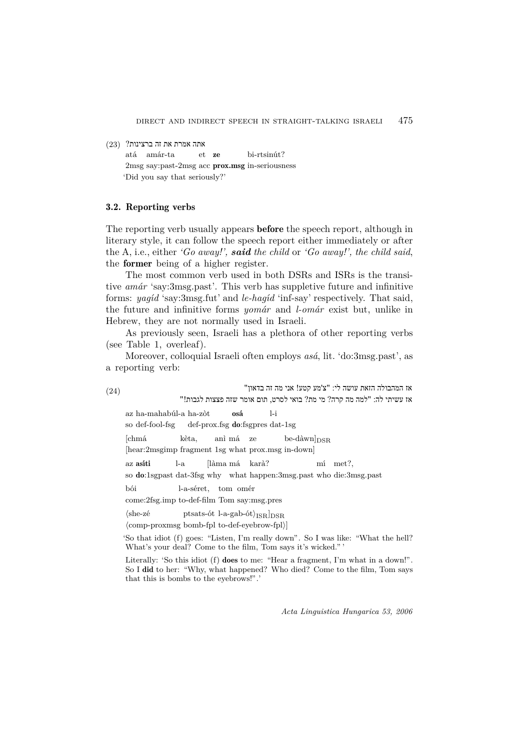(23) אתה אמרת את זה ברצינות?

atá amár-ta et **ze** bi-rtsinút?
2msg say:past-2msg acc **prox.msg** in-seriousness
'Did you say that seriously?'

### 3.2. Reporting verbs

The reporting verb usually appears **before** the speech report, although in literary style, it can follow the speech report either immediately or after the A, i.e., either *'Go away!', **said** the child* or *'Go away!', the child said*, the **former** being of a higher register.

The most common verb used in both DSRs and ISRs is the transitive *amár* 'say:3msg.past'. This verb has suppletive future and infinitive forms: *yagíd* 'say:3msg.fut' and *le-hagíd* 'inf-say' respectively. That said, the future and infinitive forms *yomár* and *l-omár* exist but, unlike in Hebrew, they are not normally used in Israeli.

As previously seen, Israeli has a plethora of other reporting verbs (see Table 1, overleaf).

Moreover, colloquial Israeli often employs *asá*, lit. 'do:3msg.past', as a reporting verb:

(24)

אז המהבולה הזאת עושה לי: "צ'מע קטע! אני מה זה בדאון"
אז עשיתי לה: "למה מה קרה? מי מת? בואי לסרט, תום אומר שזה פצצות לגבות!"

az ha-mahabúl-a ha-zòt **osá** l-i
so def-fool-fsg def-prox.fsg **do**:fsgpres dat-1sg

[chmá kèta, anì má ze be-dàwn]$_{\text{DSR}}$
[hear:2msgimp fragment 1sg what prox.msg in-down]

az **asíti** l-a [làma má karà? mí met?,
so **do**:1sgpast dat-3fsg why what happen:3msg.past who die:3msg.past

bói l-a-séret, tom omér
come:2fsg.imp to-def-film Tom say:msg.pres

⟨she-zé ptsats-ót l-a-gab-ót⟩$_{\text{ISR}}$]$_{\text{DSR}}$
⟨comp-proxmsg bomb-fpl to-def-eyebrow-fpl⟩]

'So that idiot (f) goes: "Listen, I'm really down". So I was like: "What the hell? What's your deal? Come to the film, Tom says it's wicked." '

Literally: 'So this idiot (f) **does** to me: "Hear a fragment, I'm what in a down!". So I **did** to her: "Why, what happened? Who died? Come to the film, Tom says that this is bombs to the eyebrows!".'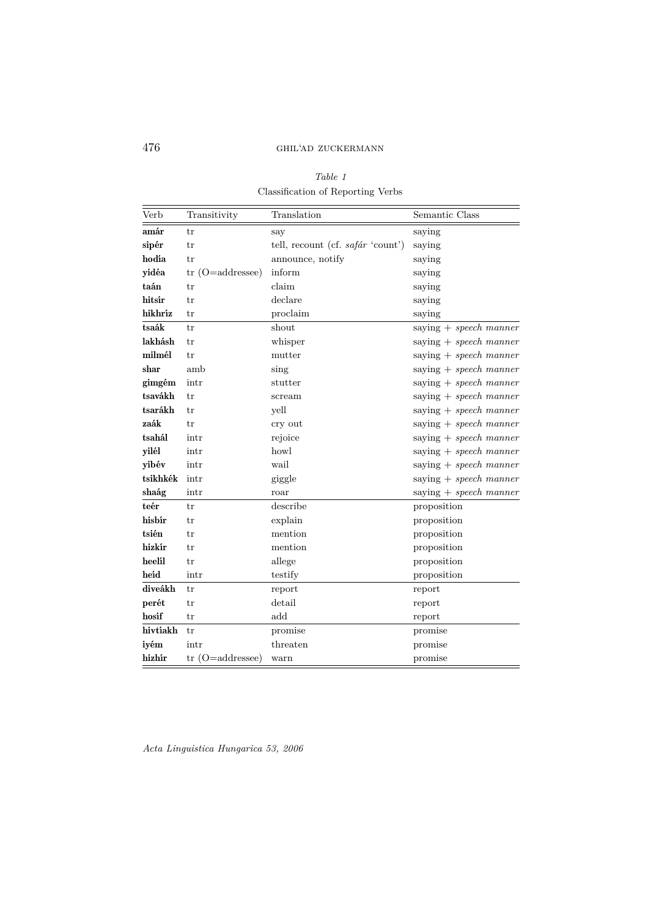*Table 1*
Classification of Reporting Verbs

| Verb | Transitivity | Translation | Semantic Class |
|---|---|---|---|
| **amár** | tr | say | saying |
| **sipér** | tr | tell, recount (cf. *safár* 'count') | saying |
| **hodía** | tr | announce, notify | saying |
| **yidéa** | tr (O=addressee) | inform | saying |
| **taán** | tr | claim | saying |
| **hitsír** | tr | declare | saying |
| **hikhríz** | tr | proclaim | saying |
| **tsaák** | tr | shout | saying + *speech manner* |
| **lakhásh** | tr | whisper | saying + *speech manner* |
| **milmél** | tr | mutter | saying + *speech manner* |
| **shar** | amb | sing | saying + *speech manner* |
| **gimgém** | intr | stutter | saying + *speech manner* |
| **tsavákh** | tr | scream | saying + *speech manner* |
| **tsarákh** | tr | yell | saying + *speech manner* |
| **zaák** | tr | cry out | saying + *speech manner* |
| **tsahál** | intr | rejoice | saying + *speech manner* |
| **yilél** | intr | howl | saying + *speech manner* |
| **yibév** | intr | wail | saying + *speech manner* |
| **tsikhkék** | intr | giggle | saying + *speech manner* |
| **shaág** | intr | roar | saying + *speech manner* |
| **teér** | tr | describe | proposition |
| **hisbír** | tr | explain | proposition |
| **tsién** | tr | mention | proposition |
| **hizkír** | tr | mention | proposition |
| **heelíl** | tr | allege | proposition |
| **heíd** | intr | testify | proposition |
| **diveákh** | tr | report | report |
| **perét** | tr | detail | report |
| **hosíf** | tr | add | report |
| **hivtíakh** | tr | promise | promise |
| **iyém** | intr | threaten | promise |
| **hizhír** | tr (O=addressee) | warn | promise |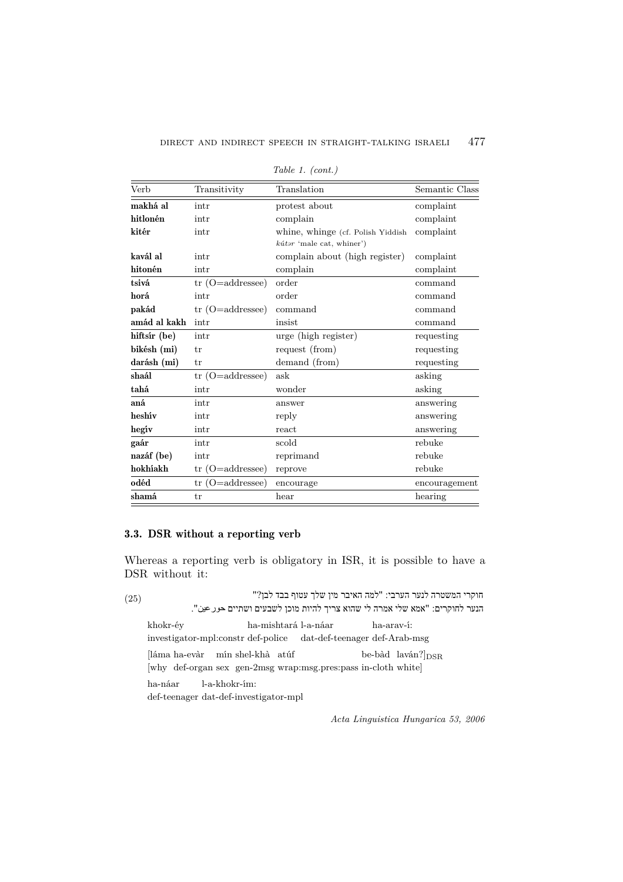*Table 1. (cont.)*

| Verb | Transitivity | Translation | Semantic Class |
|---|---|---|---|
| **makhá al** | intr | protest about | complaint |
| **hitlonén** | intr | complain | complaint |
| **kitér** | intr | whine, whinge (cf. Polish Yiddish *kútər* 'male cat, whiner') | complaint |
| **kavál al** | intr | complain about (high register) | complaint |
| **hitonén** | intr | complain | complaint |
| **tsivá** | tr (O=addressee) | order | command |
| **horá** | intr | order | command |
| **pakád** | tr (O=addressee) | command | command |
| **amád al kakh** | intr | insist | command |
| **hiftsír (be)** | intr | urge (high register) | requesting |
| **bikésh (mi)** | tr | request (from) | requesting |
| **darásh (mi)** | tr | demand (from) | requesting |
| **shaál** | tr (O=addressee) | ask | asking |
| **tahá** | intr | wonder | asking |
| **aná** | intr | answer | answering |
| **heshív** | intr | reply | answering |
| **hegív** | intr | react | answering |
| **gaár** | intr | scold | rebuke |
| **nazáf (be)** | intr | reprimand | rebuke |
| **hokhíakh** | tr (O=addressee) | reprove | rebuke |
| **odéd** | tr (O=addressee) | encourage | encouragement |
| **shamá** | tr | hear | hearing |

### 3.3. DSR without a reporting verb

Whereas a reporting verb is obligatory in ISR, it is possible to have a DSR without it:

(25)

חוקרי המשטרה לנער הערבי: "למה האיבר מין שלך עטוף בבד לבן?"
הנער לחוקרים: "אמא שלי אמרה לי שהוא צריך להיות מוכן לשבעים ושתיים חורעין".

khokr-éy ha-mishtará l-a-náar ha-arav-í:
investigator-mpl:constr def-police dat-def-teenager def-Arab-msg

[láma ha-evàr mín shel-khà atúf be-bàd laván?]$_{DSR}$
[why def-organ sex gen-2msg wrap:msg.pres:pass in-cloth white]

ha-náar l-a-khokr-ím:
def-teenager dat-def-investigator-mpl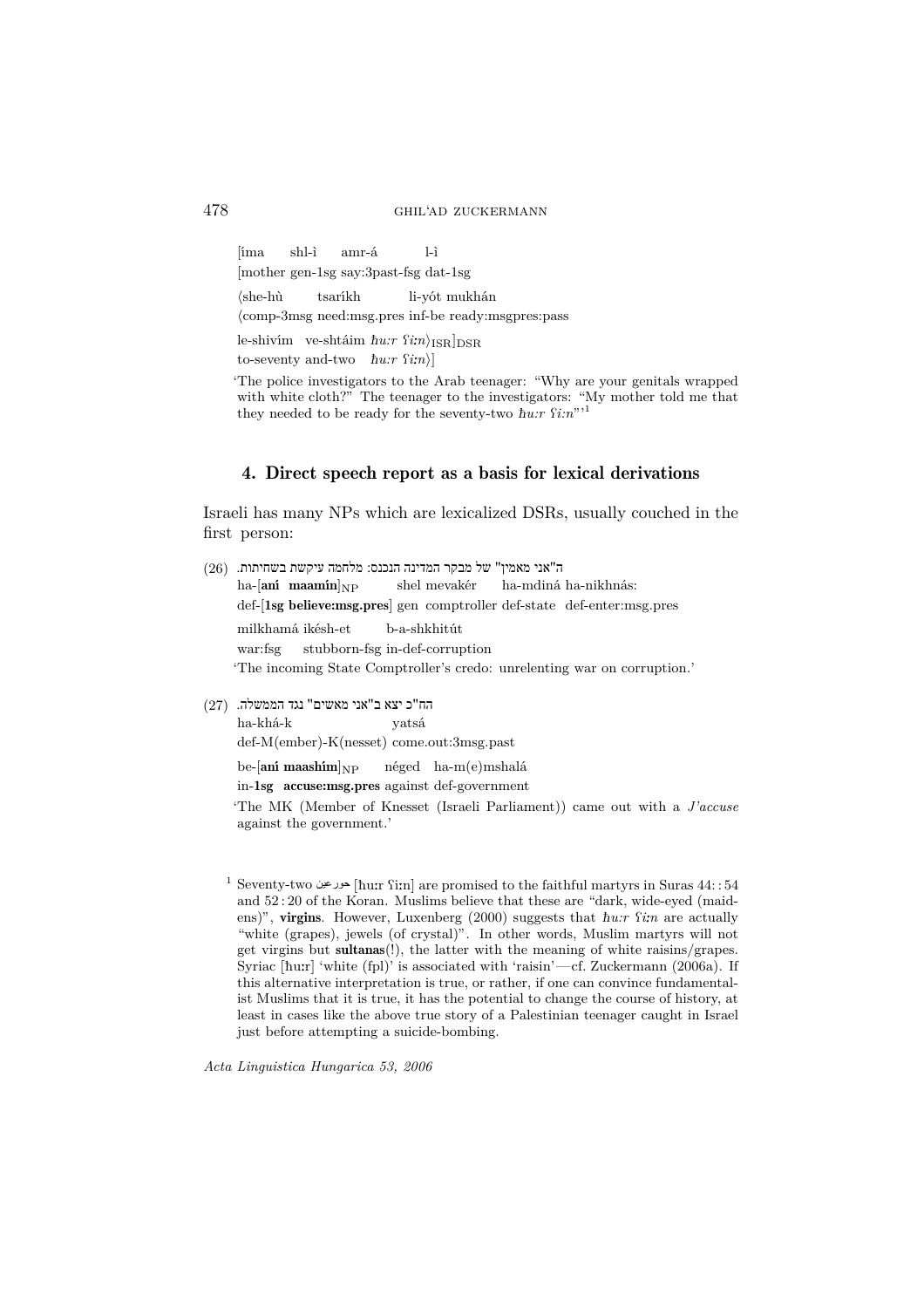[íma shl-ì amr-á l-ì
[mother gen-1sg say:3past-fsg dat-1sg

⟨she-hù tsaríkh li-yót mukhán
⟨comp-3msg need:msg.pres inf-be ready:msgpres:pass

le-shivím ve-shtáim *ħuːr ʕiːn*⟩$_{\text{ISR}}$]$_{\text{DSR}}$
to-seventy and-two *ħuːr ʕiːn*⟩]

'The police investigators to the Arab teenager: "Why are your genitals wrapped with white cloth?" The teenager to the investigators: "My mother told me that they needed to be ready for the seventy-two *ħuːr ʕiːn*"'[1]

## 4. Direct speech report as a basis for lexical derivations

Israeli has many NPs which are lexicalized DSRs, usually couched in the first person:

(26) ה"אני מאמין" של מבקר המדינה הנכנס: מלחמה עיקשת בשחיתות.
ha-[**aní maamín**]$_{\text{NP}}$ shel mevakér ha-mdiná ha-nikhnás:
def-[**1sg believe:msg.pres**] gen comptroller def-state def-enter:msg.pres

milkhamá ikésh-et b-a-shkhitút
war:fsg stubborn-fsg in-def-corruption

'The incoming State Comptroller's credo: unrelenting war on corruption.'

(27) הח"כ יצא ב"אני מאשים" נגד הממשלה.
ha-khá-k yatsá
def-M(ember)-K(nesset) come.out:3msg.past

be-[**aní maashím**]$_{\text{NP}}$ néged ha-m(e)mshalá
in-**1sg accuse:msg.pres** against def-government

'The MK (Member of Knesset (Israeli Parliament)) came out with a *J'accuse* against the government.'

[1] Seventy-two حورعين [huːr ʕiːn] are promised to the faithful martyrs in Suras 44: : 54 and 52 : 20 of the Koran. Muslims believe that these are "dark, wide-eyed (maidens)", **virgins**. However, Luxenberg (2000) suggests that *ħuːr ʕiːn* are actually "white (grapes), jewels (of crystal)". In other words, Muslim martyrs will not get virgins but **sultanas**(!), the latter with the meaning of white raisins/grapes. Syriac [huːr] 'white (fpl)' is associated with 'raisin'—cf. Zuckermann (2006a). If this alternative interpretation is true, or rather, if one can convince fundamentalist Muslims that it is true, it has the potential to change the course of history, at least in cases like the above true story of a Palestinian teenager caught in Israel just before attempting a suicide-bombing.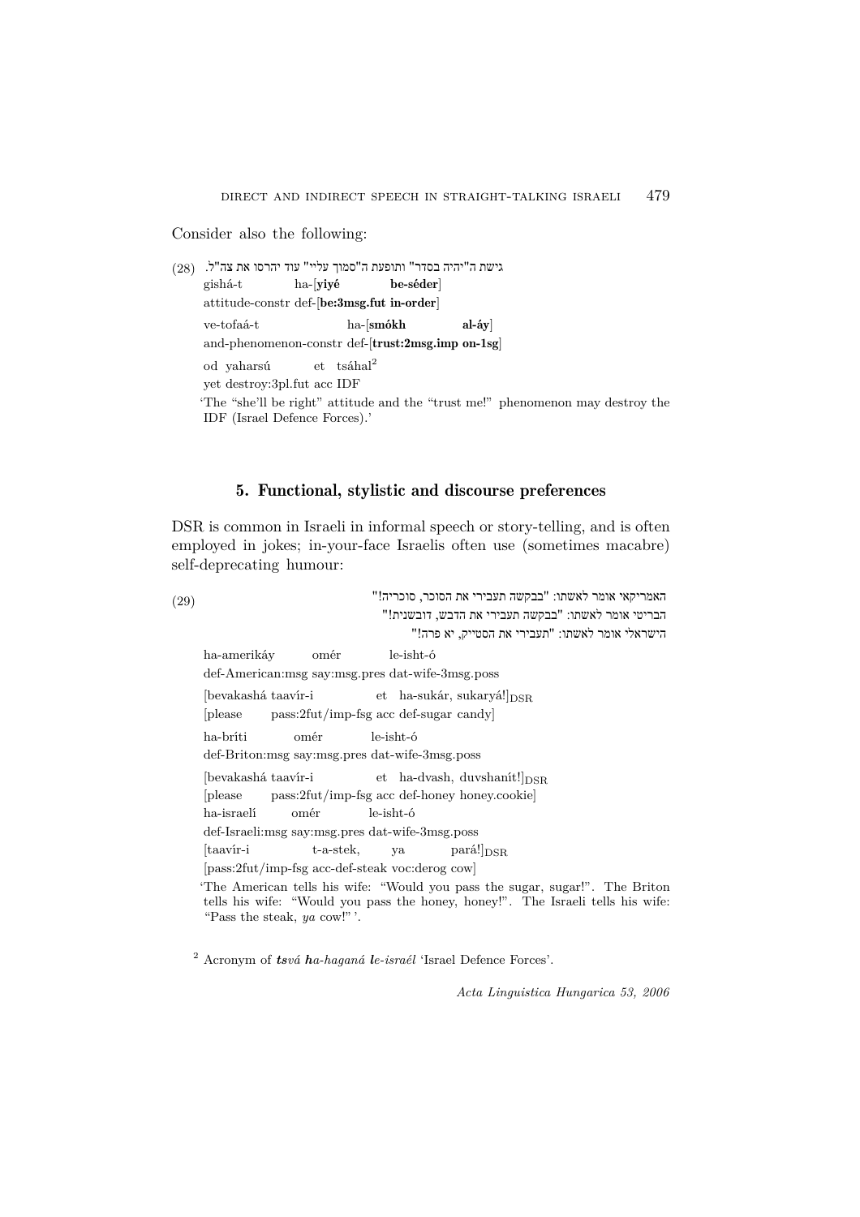Consider also the following:

(28) גישת ה"יהיה בסדר" ותופעת ה"סמוך עליי" עוד יהרסו את צה"ל.

gishá-t ha-[**yiyé be-séder**]
attitude-constr def-[**be:3msg.fut in-order**]

ve-tofaá-t ha-[**smókh al-áy**]
and-phenomenon-constr def-[**trust:2msg.imp on-1sg**]

od yaharsú et tsáhal[2]
yet destroy:3pl.fut acc IDF

'The "she'll be right" attitude and the "trust me!" phenomenon may destroy the IDF (Israel Defence Forces).'

## 5. Functional, stylistic and discourse preferences

DSR is common in Israeli in informal speech or story-telling, and is often employed in jokes; in-your-face Israelis often use (sometimes macabre) self-deprecating humour:

(29) האמריקאי אומר לאשתו: "בבקשה תעבירי את הסוכר, סוכריה!"
הבריטי אומר לאשתו: "בבקשה תעבירי את הדבש, דובשנית!"
הישראלי אומר לאשתו: "תעבירי את הסטייק, יא פרה!"

ha-amerikáy omér le-isht-ó
def-American:msg say:msg.pres dat-wife-3msg.poss

[bevakashá taavír-i et ha-sukár, sukaryá!]$_{DSR}$
[please pass:2fut/imp-fsg acc def-sugar candy]

ha-bríti omér le-isht-ó
def-Briton:msg say:msg.pres dat-wife-3msg.poss

[bevakashá taavír-i et ha-dvash, duvshanít!]$_{DSR}$
[please pass:2fut/imp-fsg acc def-honey honey.cookie]

ha-israelí omér le-isht-ó
def-Israeli:msg say:msg.pres dat-wife-3msg.poss

[taavír-i t-a-stek, ya pará!]$_{DSR}$
[pass:2fut/imp-fsg acc-def-steak voc:derog cow]

'The American tells his wife: "Would you pass the sugar, sugar!". The Briton tells his wife: "Would you pass the honey, honey!". The Israeli tells his wife: "Pass the steak, *ya* cow!" '.

[2] Acronym of ***ts****vá* ***h****a-haganá* ***l****e-israél* 'Israel Defence Forces'.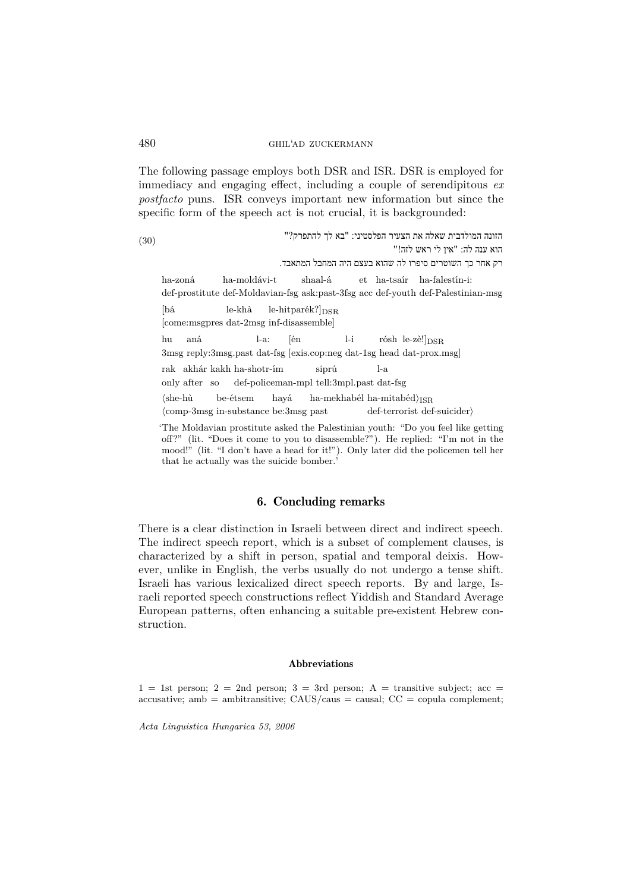The following passage employs both DSR and ISR. DSR is employed for immediacy and engaging effect, including a couple of serendipitous *ex postfacto* puns. ISR conveys important new information but since the specific form of the speech act is not crucial, it is backgrounded:

(30)

הזונה המולדבית שאלה את הצעיר הפלסטיני: "בא לך להתפרק?"
הוא ענה לה: "אין לי ראש לזה!"
רק אחר כך השוטרים סיפרו לה שהוא בעצם היה המחבל המתאבד.

ha-zoná ha-moldávi-t shaal-á et ha-tsaír ha-falestín-i:
def-prostitute def-Moldavian-fsg ask:past-3fsg acc def-youth def-Palestinian-msg

[bá le-khà le-hitparék?]$_{DSR}$
[come:msgpres dat-2msg inf-disassemble]

hu aná l-a: [én l-i rósh le-zè!]$_{DSR}$
3msg reply:3msg.past dat-fsg [exis.cop:neg dat-1sg head dat-prox.msg]

rak akhár kakh ha-shotr-ím siprú l-a
only after so def-policeman-mpl tell:3mpl.past dat-fsg

⟨she-hù be-étsem hayá ha-mekhabél ha-mitabéd⟩$_{ISR}$
⟨comp-3msg in-substance be:3msg past def-terrorist def-suicider⟩

'The Moldavian prostitute asked the Palestinian youth: "Do you feel like getting off?" (lit. "Does it come to you to disassemble?"). He replied: "I'm not in the mood!" (lit. "I don't have a head for it!"). Only later did the policemen tell her that he actually was the suicide bomber.'

## 6. Concluding remarks

There is a clear distinction in Israeli between direct and indirect speech. The indirect speech report, which is a subset of complement clauses, is characterized by a shift in person, spatial and temporal deixis. However, unlike in English, the verbs usually do not undergo a tense shift. Israeli has various lexicalized direct speech reports. By and large, Israeli reported speech constructions reflect Yiddish and Standard Average European patterns, often enhancing a suitable pre-existent Hebrew construction.

### Abbreviations

1 = 1st person; 2 = 2nd person; 3 = 3rd person; A = transitive subject; acc = accusative; amb = ambitransitive; CAUS/caus = causal; CC = copula complement;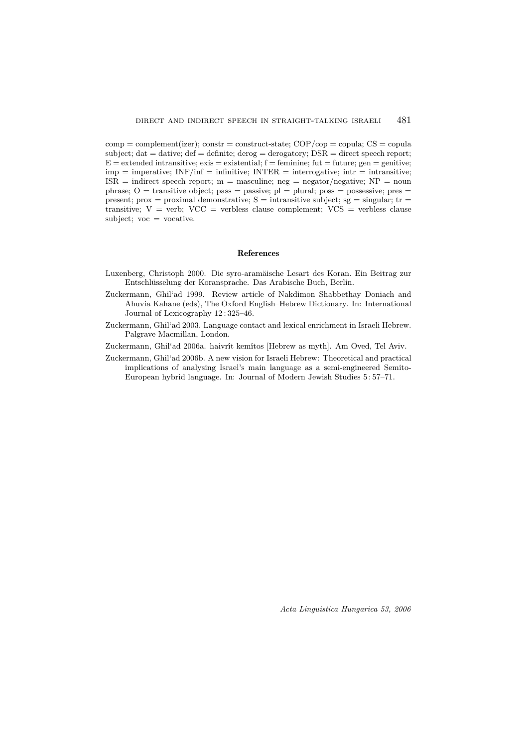comp = complement(izer); constr = construct-state; COP/cop = copula; CS = copula subject; dat = dative; def = definite; derog = derogatory; DSR = direct speech report; E = extended intransitive; exis = existential; f = feminine; fut = future; gen = genitive; imp = imperative; INF/inf = infinitive; INTER = interrogative; intr = intransitive; ISR = indirect speech report; m = masculine; neg = negator/negative; NP = noun phrase; O = transitive object; pass = passive; pl = plural; poss = possessive; pres = present; prox = proximal demonstrative; S = intransitive subject; sg = singular; tr = transitive; V = verb; VCC = verbless clause complement; VCS = verbless clause subject; voc = vocative.

## References

Luxenberg, Christoph 2000. Die syro-aramäische Lesart des Koran. Ein Beitrag zur Entschlüsselung der Koransprache. Das Arabische Buch, Berlin.

Zuckermann, Ghil'ad 1999. Review article of Nakdimon Shabbethay Doniach and Ahuvia Kahane (eds), The Oxford English–Hebrew Dictionary. In: International Journal of Lexicography 12 : 325–46.

Zuckermann, Ghil'ad 2003. Language contact and lexical enrichment in Israeli Hebrew. Palgrave Macmillan, London.

Zuckermann, Ghil'ad 2006a. haivrít kemítos [Hebrew as myth]. Am Oved, Tel Aviv.

Zuckermann, Ghil'ad 2006b. A new vision for Israeli Hebrew: Theoretical and practical implications of analysing Israel's main language as a semi-engineered Semito-European hybrid language. In: Journal of Modern Jewish Studies 5 : 57–71.